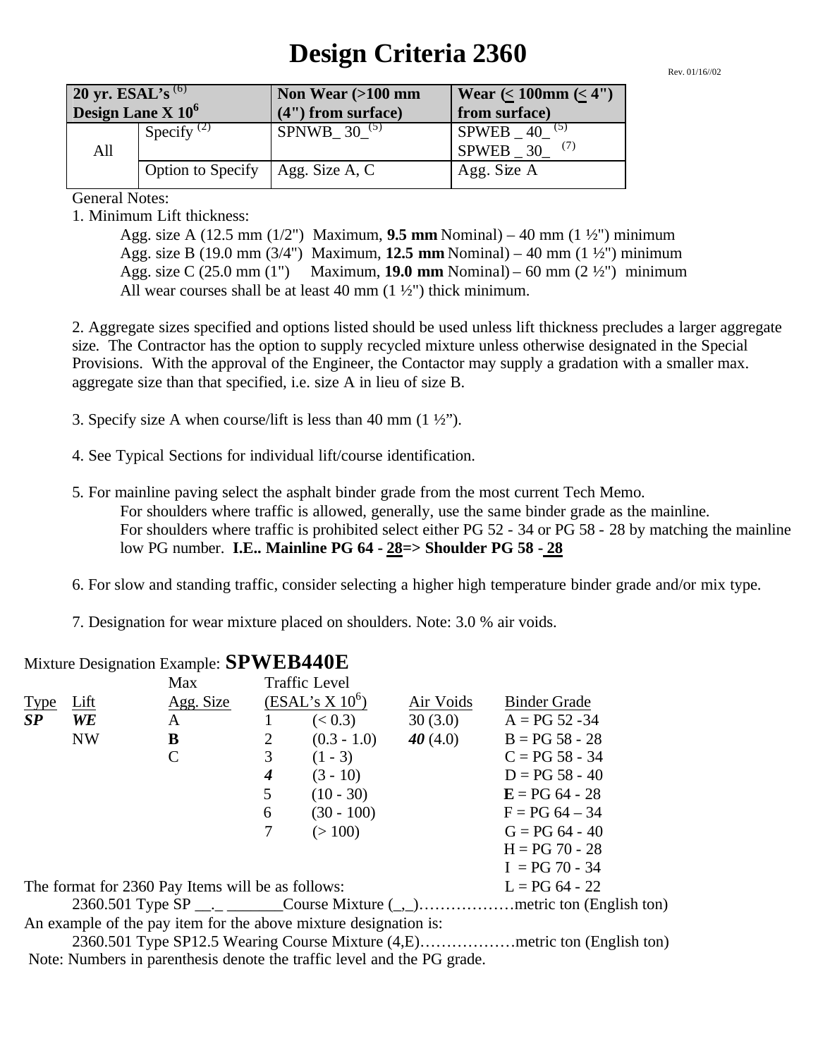# Design Criteria 2360

Rev. 01/16//02

| 20 yr. ESAL's [(6)] Design Lane X $10^6$ | | Non Wear (>100 mm (4") from surface) | Wear (≤ 100mm (≤ 4") from surface) |
|---|---|---|---|
| All | Specify [(2)] | SPNWB_30_[(5)] | SPWEB _40_ [(5)] SPWEB _30_ [(7)] |
| | Option to Specify | Agg. Size A, C | Agg. Size A |

General Notes:

1. Minimum Lift thickness:
   - Agg. size A (12.5 mm (1/2") Maximum, **9.5 mm** Nominal) – 40 mm (1 ½") minimum
   - Agg. size B (19.0 mm (3/4") Maximum, **12.5 mm** Nominal) – 40 mm (1 ½") minimum
   - Agg. size C (25.0 mm (1") Maximum, **19.0 mm** Nominal) – 60 mm (2 ½") minimum
   - All wear courses shall be at least 40 mm (1 ½") thick minimum.

2. Aggregate sizes specified and options listed should be used unless lift thickness precludes a larger aggregate size. The Contractor has the option to supply recycled mixture unless otherwise designated in the Special Provisions. With the approval of the Engineer, the Contactor may supply a gradation with a smaller max. aggregate size than that specified, i.e. size A in lieu of size B.

3. Specify size A when course/lift is less than 40 mm (1 ½").

4. See Typical Sections for individual lift/course identification.

5. For mainline paving select the asphalt binder grade from the most current Tech Memo.
   For shoulders where traffic is allowed, generally, use the same binder grade as the mainline.
   For shoulders where traffic is prohibited select either PG 52 - 34 or PG 58 - 28 by matching the mainline low PG number. **I.E.. Mainline PG 64 - 28=> Shoulder PG 58 - 28**

6. For slow and standing traffic, consider selecting a higher high temperature binder grade and/or mix type.

7. Designation for wear mixture placed on shoulders. Note: 3.0 % air voids.

Mixture Designation Example: **SPWEB440E**

| Type | Lift | Max Agg. Size | Traffic Level (ESAL's X $10^6$) | | Air Voids | Binder Grade |
|---|---|---|---|---|---|---|
| ***SP*** | ***WE*** | A | 1 | (< 0.3) | 30 (3.0) | A = PG 52 -34 |
| | NW | **B** | 2 | (0.3 - 1.0) | ***40*** (4.0) | B = PG 58 - 28 |
| | | C | 3 | (1 - 3) | | C = PG 58 - 34 |
| | | | ***4*** | (3 - 10) | | D = PG 58 - 40 |
| | | | 5 | (10 - 30) | | **E** = PG 64 - 28 |
| | | | 6 | (30 - 100) | | F = PG 64 – 34 |
| | | | 7 | (> 100) | | G = PG 64 - 40 |
| | | | | | | H = PG 70 - 28 |
| | | | | | | I = PG 70 - 34 |
| | | | | | | L = PG 64 - 22 |

The format for 2360 Pay Items will be as follows:

2360.501 Type SP __._ _______Course Mixture (_,_)………………metric ton (English ton)

An example of the pay item for the above mixture designation is:

2360.501 Type SP12.5 Wearing Course Mixture (4,E)………………metric ton (English ton)

Note: Numbers in parenthesis denote the traffic level and the PG grade.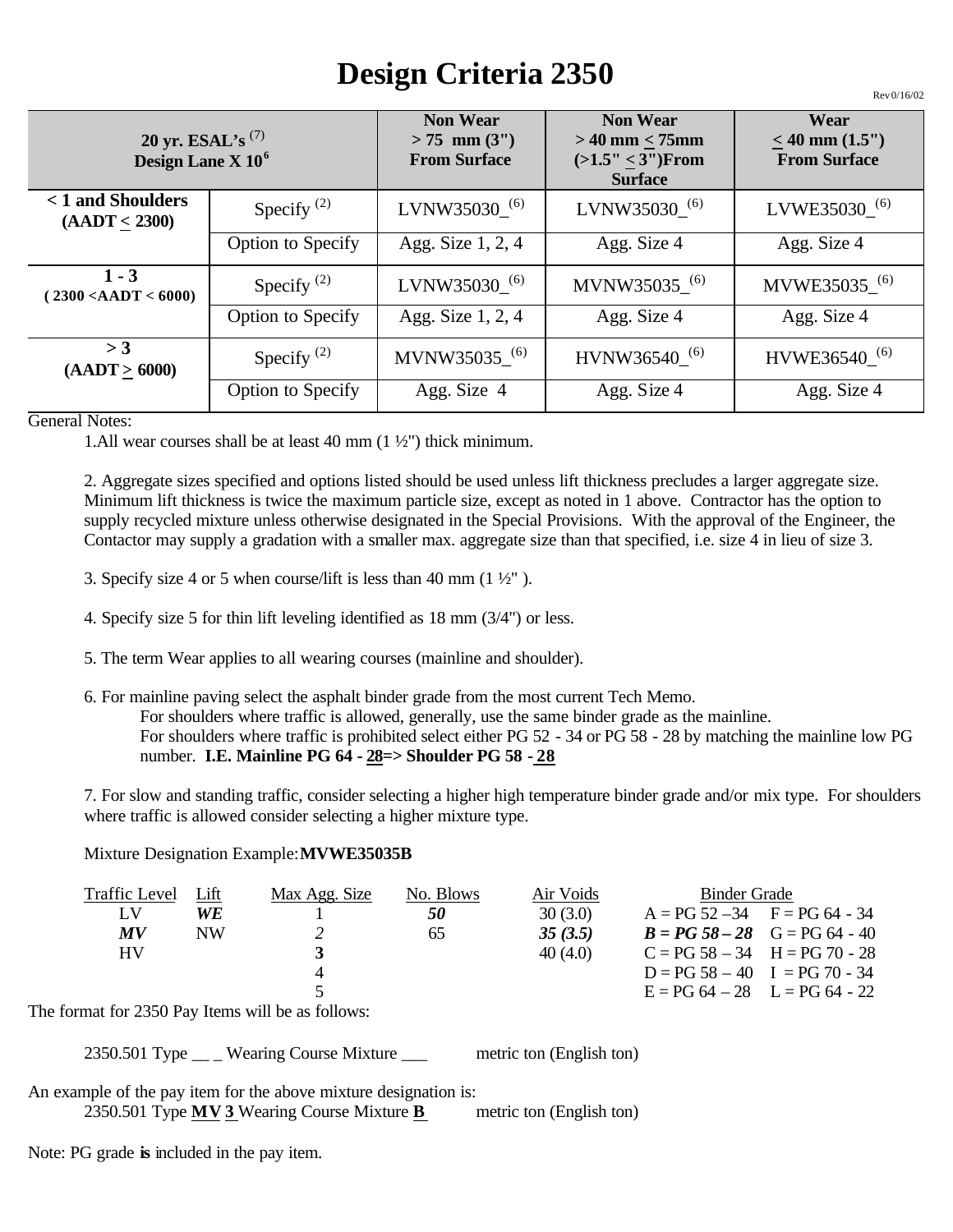# Design Criteria 2350

Rev 0/16/02

| 20 yr. ESAL's [7] Design Lane X $10^6$ | | Non Wear > 75 mm (3") From Surface | Non Wear > 40 mm ≤ 75mm (>1.5" ≤ 3")From Surface | Wear ≤ 40 mm (1.5") From Surface |
|---|---|---|---|---|
| < 1 and Shoulders (AADT ≤ 2300) | Specify [2] | LVNW35030_[6] | LVNW35030_[6] | LVWE35030_[6] |
| | Option to Specify | Agg. Size 1, 2, 4 | Agg. Size 4 | Agg. Size 4 |
| 1 - 3 ( 2300 <AADT < 6000) | Specify [2] | LVNW35030_[6] | MVNW35035_[6] | MVWE35035_[6] |
| | Option to Specify | Agg. Size 1, 2, 4 | Agg. Size 4 | Agg. Size 4 |
| > 3 (AADT ≥ 6000) | Specify [2] | MVNW35035_[6] | HVNW36540_[6] | HVWE36540_[6] |
| | Option to Specify | Agg. Size 4 | Agg. Size 4 | Agg. Size 4 |

General Notes:

1.All wear courses shall be at least 40 mm (1 ½") thick minimum.

2. Aggregate sizes specified and options listed should be used unless lift thickness precludes a larger aggregate size. Minimum lift thickness is twice the maximum particle size, except as noted in 1 above. Contractor has the option to supply recycled mixture unless otherwise designated in the Special Provisions. With the approval of the Engineer, the Contactor may supply a gradation with a smaller max. aggregate size than that specified, i.e. size 4 in lieu of size 3.

3. Specify size 4 or 5 when course/lift is less than 40 mm (1 ½" ).

4. Specify size 5 for thin lift leveling identified as 18 mm (3/4") or less.

5. The term Wear applies to all wearing courses (mainline and shoulder).

6. For mainline paving select the asphalt binder grade from the most current Tech Memo.
   For shoulders where traffic is allowed, generally, use the same binder grade as the mainline.
   For shoulders where traffic is prohibited select either PG 52 - 34 or PG 58 - 28 by matching the mainline low PG number. **I.E. Mainline PG 64 - <u>28</u>=> Shoulder PG 58 - <u>28</u>**

7. For slow and standing traffic, consider selecting a higher high temperature binder grade and/or mix type. For shoulders where traffic is allowed consider selecting a higher mixture type.

Mixture Designation Example: **MVWE35035B**

| Traffic Level | Lift | Max Agg. Size | No. Blows | Air Voids | Binder Grade | |
|---|---|---|---|---|---|---|
| LV | ***WE*** | 1 | ***50*** | 30 (3.0) | A = PG 52 – 34 | F = PG 64 - 34 |
| ***MV*** | NW | *2* | 65 | ***35 (3.5)*** | ***B = PG 58 – 28*** | G = PG 64 - 40 |
| HV | | **3** | | 40 (4.0) | C = PG 58 – 34 | H = PG 70 - 28 |
| | | 4 | | | D = PG 58 – 40 | I = PG 70 - 34 |
| | | 5 | | | E = PG 64 – 28 | L = PG 64 - 22 |

The format for 2350 Pay Items will be as follows:

2350.501 Type __ _ Wearing Course Mixture ___ metric ton (English ton)

An example of the pay item for the above mixture designation is:

2350.501 Type **<u>MV</u> <u>3</u>** Wearing Course Mixture **<u>B</u>** metric ton (English ton)

Note: PG grade **is** included in the pay item.